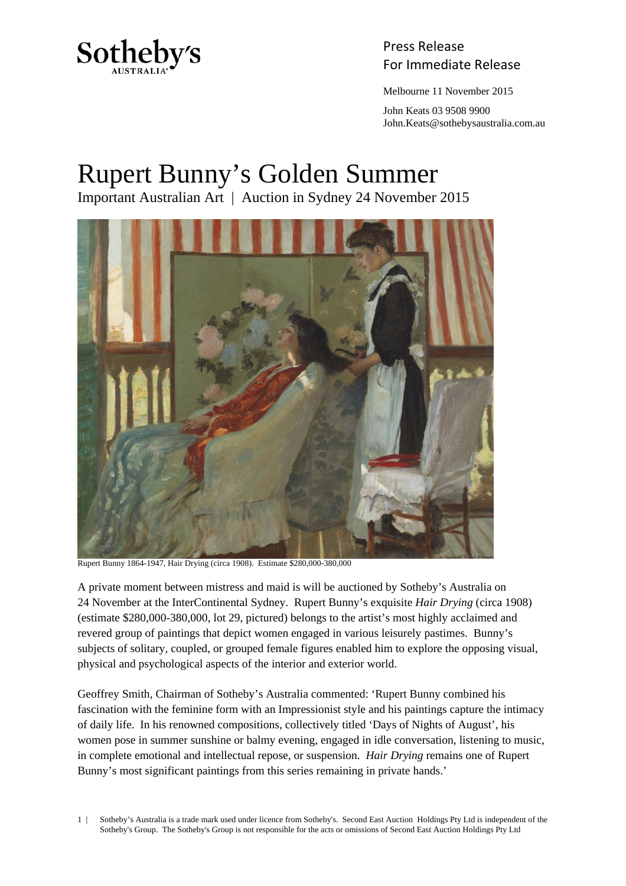Sotheby's AUSTRALIA

Press Release
For Immediate Release

Melbourne 11 November 2015

John Keats 03 9508 9900
John.Keats@sothebysaustralia.com.au

# Rupert Bunny's Golden Summer

Important Australian Art | Auction in Sydney 24 November 2015

Rupert Bunny 1864-1947, Hair Drying (circa 1908). Estimate $280,000-380,000

A private moment between mistress and maid is will be auctioned by Sotheby's Australia on 24 November at the InterContinental Sydney. Rupert Bunny's exquisite *Hair Drying* (circa 1908) (estimate $280,000-380,000, lot 29, pictured) belongs to the artist's most highly acclaimed and revered group of paintings that depict women engaged in various leisurely pastimes. Bunny's subjects of solitary, coupled, or grouped female figures enabled him to explore the opposing visual, physical and psychological aspects of the interior and exterior world.

Geoffrey Smith, Chairman of Sotheby's Australia commented: 'Rupert Bunny combined his fascination with the feminine form with an Impressionist style and his paintings capture the intimacy of daily life. In his renowned compositions, collectively titled 'Days of Nights of August', his women pose in summer sunshine or balmy evening, engaged in idle conversation, listening to music, in complete emotional and intellectual repose, or suspension. *Hair Drying* remains one of Rupert Bunny's most significant paintings from this series remaining in private hands.'

Sotheby's Australia is a trade mark used under licence from Sotheby's. Second East Auction Holdings Pty Ltd is independent of the Sotheby's Group. The Sotheby's Group is not responsible for the acts or omissions of Second East Auction Holdings Pty Ltd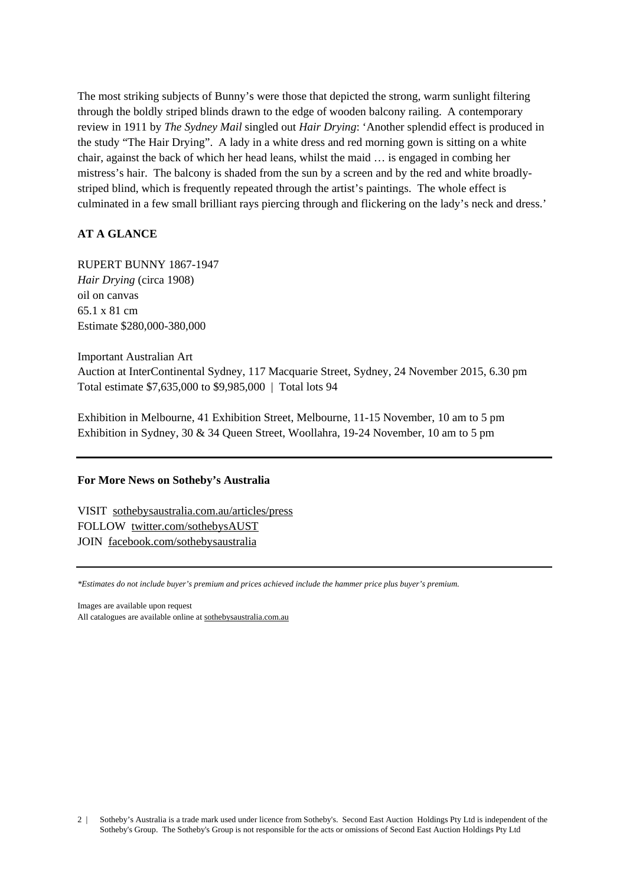The most striking subjects of Bunny's were those that depicted the strong, warm sunlight filtering through the boldly striped blinds drawn to the edge of wooden balcony railing. A contemporary review in 1911 by *The Sydney Mail* singled out *Hair Drying*: 'Another splendid effect is produced in the study "The Hair Drying". A lady in a white dress and red morning gown is sitting on a white chair, against the back of which her head leans, whilst the maid … is engaged in combing her mistress's hair. The balcony is shaded from the sun by a screen and by the red and white broadly-striped blind, which is frequently repeated through the artist's paintings. The whole effect is culminated in a few small brilliant rays piercing through and flickering on the lady's neck and dress.'

**AT A GLANCE**

RUPERT BUNNY 1867-1947
*Hair Drying* (circa 1908)
oil on canvas
65.1 x 81 cm
Estimate $280,000-380,000

Important Australian Art
Auction at InterContinental Sydney, 117 Macquarie Street, Sydney, 24 November 2015, 6.30 pm
Total estimate $7,635,000 to $9,985,000 | Total lots 94

Exhibition in Melbourne, 41 Exhibition Street, Melbourne, 11-15 November, 10 am to 5 pm
Exhibition in Sydney, 30 & 34 Queen Street, Woollahra, 19-24 November, 10 am to 5 pm

---

**For More News on Sotheby's Australia**

VISIT sothebysaustralia.com.au/articles/press
FOLLOW twitter.com/sothebysAUST
JOIN facebook.com/sothebysaustralia

---

*\*Estimates do not include buyer's premium and prices achieved include the hammer price plus buyer's premium.*

Images are available upon request
All catalogues are available online at sothebysaustralia.com.au

Sotheby's Australia is a trade mark used under licence from Sotheby's. Second East Auction Holdings Pty Ltd is independent of the Sotheby's Group. The Sotheby's Group is not responsible for the acts or omissions of Second East Auction Holdings Pty Ltd